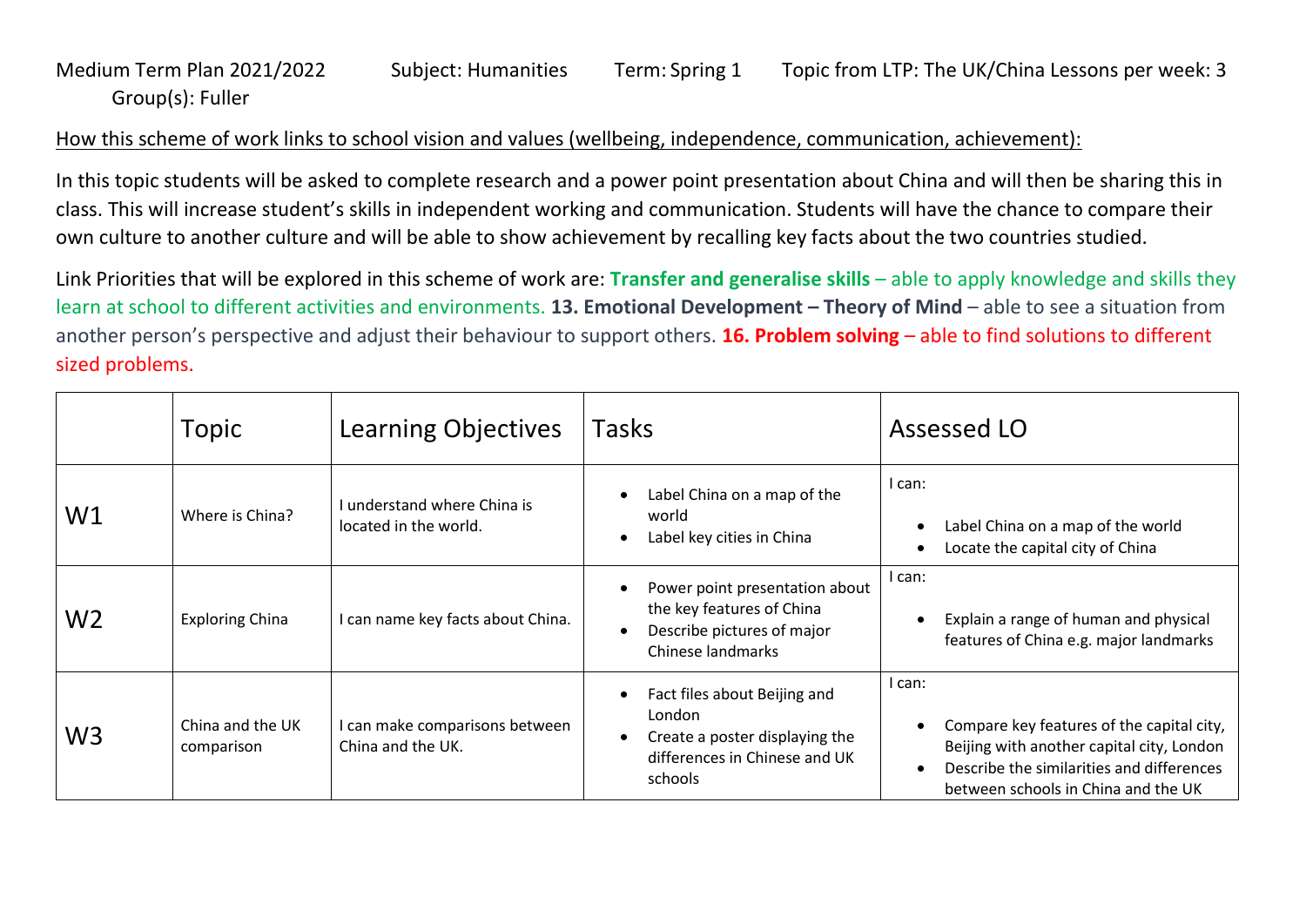Medium Term Plan 2021/2022 Subject: Humanities Term: Spring 1 Topic from LTP: The UK/China Lessons per week: 3 Group(s): Fuller

How this scheme of work links to school vision and values (wellbeing, independence, communication, achievement):

In this topic students will be asked to complete research and a power point presentation about China and will then be sharing this in class. This will increase student's skills in independent working and communication. Students will have the chance to compare their own culture to another culture and will be able to show achievement by recalling key facts about the two countries studied.

Link Priorities that will be explored in this scheme of work are: **Transfer and generalise skills** – able to apply knowledge and skills they learn at school to different activities and environments. **13. Emotional Development – Theory of Mind** – able to see a situation from another person's perspective and adjust their behaviour to support others. **16. Problem solving** – able to find solutions to different sized problems.

| | Topic | Learning Objectives | Tasks | Assessed LO |
|---|---|---|---|---|
| W1 | Where is China? | I understand where China is located in the world. | • Label China on a map of the world<br>• Label key cities in China | I can:<br>• Label China on a map of the world<br>• Locate the capital city of China |
| W2 | Exploring China | I can name key facts about China. | • Power point presentation about the key features of China<br>• Describe pictures of major Chinese landmarks | I can:<br>• Explain a range of human and physical features of China e.g. major landmarks |
| W3 | China and the UK comparison | I can make comparisons between China and the UK. | • Fact files about Beijing and London<br>• Create a poster displaying the differences in Chinese and UK schools | I can:<br>• Compare key features of the capital city, Beijing with another capital city, London<br>• Describe the similarities and differences between schools in China and the UK |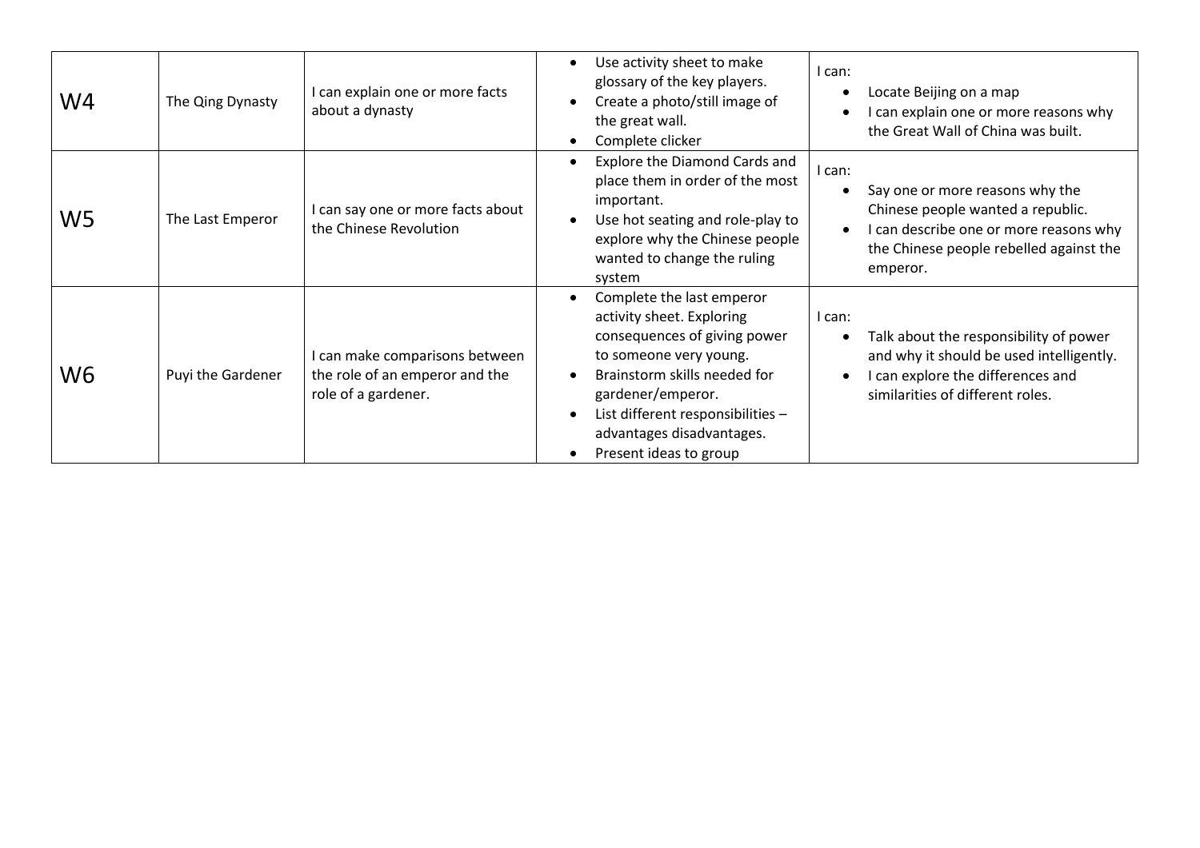| | | | | |
|---|---|---|---|---|
| W4 | The Qing Dynasty | I can explain one or more facts about a dynasty | • Use activity sheet to make glossary of the key players.<br>• Create a photo/still image of the great wall.<br>• Complete clicker | I can:<br>• Locate Beijing on a map<br>• I can explain one or more reasons why the Great Wall of China was built. |
| W5 | The Last Emperor | I can say one or more facts about the Chinese Revolution | • Explore the Diamond Cards and place them in order of the most important.<br>• Use hot seating and role-play to explore why the Chinese people wanted to change the ruling system | I can:<br>• Say one or more reasons why the Chinese people wanted a republic.<br>• I can describe one or more reasons why the Chinese people rebelled against the emperor. |
| W6 | Puyi the Gardener | I can make comparisons between the role of an emperor and the role of a gardener. | • Complete the last emperor activity sheet. Exploring consequences of giving power to someone very young.<br>• Brainstorm skills needed for gardener/emperor.<br>• List different responsibilities – advantages disadvantages.<br>• Present ideas to group | I can:<br>• Talk about the responsibility of power and why it should be used intelligently.<br>• I can explore the differences and similarities of different roles. |